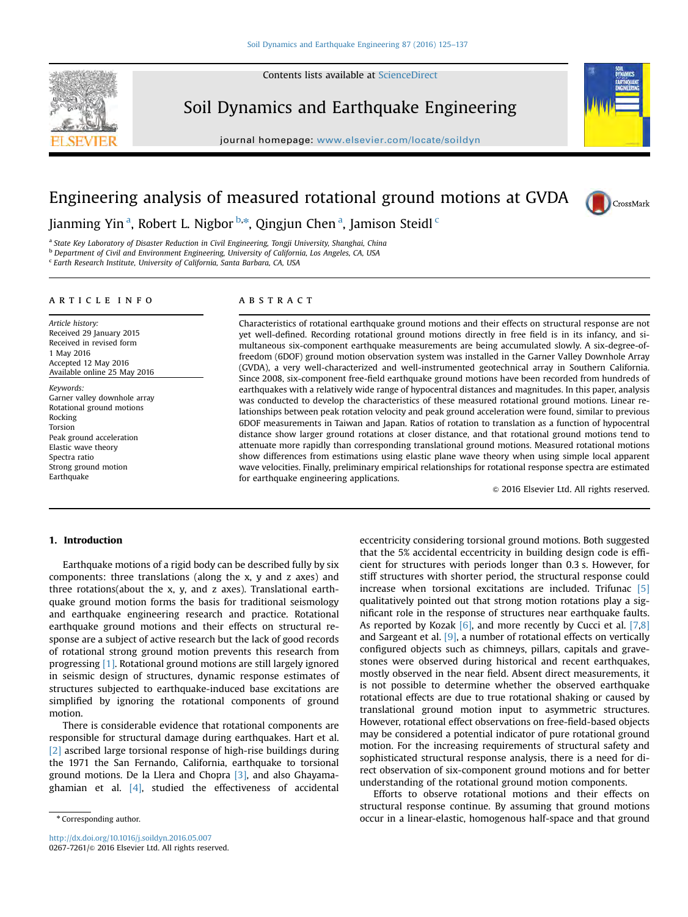Contents lists available at ScienceDirect

# Soil Dynamics and Earthquake Engineering

journal homepage: www.elsevier.com/locate/soildyn

# Engineering analysis of measured rotational ground motions at GVDA

Jianming Yin [a], Robert L. Nigbor [b,*], Qingjun Chen [a], Jamison Steidl [c]

[a] State Key Laboratory of Disaster Reduction in Civil Engineering, Tongji University, Shanghai, China
[b] Department of Civil and Environment Engineering, University of California, Los Angeles, CA, USA
[c] Earth Research Institute, University of California, Santa Barbara, CA, USA

## ARTICLE INFO

*Article history:*
Received 29 January 2015
Received in revised form
1 May 2016
Accepted 12 May 2016
Available online 25 May 2016

*Keywords:*
Garner valley downhole array
Rotational ground motions
Rocking
Torsion
Peak ground acceleration
Elastic wave theory
Spectra ratio
Strong ground motion
Earthquake

## ABSTRACT

Characteristics of rotational earthquake ground motions and their effects on structural response are not yet well-defined. Recording rotational ground motions directly in free field is in its infancy, and simultaneous six-component earthquake measurements are being accumulated slowly. A six-degree-of-freedom (6DOF) ground motion observation system was installed in the Garner Valley Downhole Array (GVDA), a very well-characterized and well-instrumented geotechnical array in Southern California. Since 2008, six-component free-field earthquake ground motions have been recorded from hundreds of earthquakes with a relatively wide range of hypocentral distances and magnitudes. In this paper, analysis was conducted to develop the characteristics of these measured rotational ground motions. Linear relationships between peak rotation velocity and peak ground acceleration were found, similar to previous 6DOF measurements in Taiwan and Japan. Ratios of rotation to translation as a function of hypocentral distance show larger ground rotations at closer distance, and that rotational ground motions tend to attenuate more rapidly than corresponding translational ground motions. Measured rotational motions show differences from estimations using elastic plane wave theory when using simple local apparent wave velocities. Finally, preliminary empirical relationships for rotational response spectra are estimated for earthquake engineering applications.

© 2016 Elsevier Ltd. All rights reserved.

## 1. Introduction

Earthquake motions of a rigid body can be described fully by six components: three translations (along the x, y and z axes) and three rotations(about the x, y, and z axes). Translational earthquake ground motion forms the basis for traditional seismology and earthquake engineering research and practice. Rotational earthquake ground motions and their effects on structural response are a subject of active research but the lack of good records of rotational strong ground motion prevents this research from progressing [1]. Rotational ground motions are still largely ignored in seismic design of structures, dynamic response estimates of structures subjected to earthquake-induced base excitations are simplified by ignoring the rotational components of ground motion.

There is considerable evidence that rotational components are responsible for structural damage during earthquakes. Hart et al. [2] ascribed large torsional response of high-rise buildings during the 1971 the San Fernando, California, earthquake to torsional ground motions. De la Llera and Chopra [3], and also Ghayamaghamian et al. [4], studied the effectiveness of accidental eccentricity considering torsional ground motions. Both suggested that the 5% accidental eccentricity in building design code is efficient for structures with periods longer than 0.3 s. However, for stiff structures with shorter period, the structural response could increase when torsional excitations are included. Trifunac [5] qualitatively pointed out that strong motion rotations play a significant role in the response of structures near earthquake faults. As reported by Kozak [6], and more recently by Cucci et al. [7,8] and Sargeant et al. [9], a number of rotational effects on vertically configured objects such as chimneys, pillars, capitals and gravestones were observed during historical and recent earthquakes, mostly observed in the near field. Absent direct measurements, it is not possible to determine whether the observed earthquake rotational effects are due to true rotational shaking or caused by translational ground motion input to asymmetric structures. However, rotational effect observations on free-field-based objects may be considered a potential indicator of pure rotational ground motion. For the increasing requirements of structural safety and sophisticated structural response analysis, there is a need for direct observation of six-component ground motions and for better understanding of the rotational ground motion components.

Efforts to observe rotational motions and their effects on structural response continue. By assuming that ground motions occur in a linear-elastic, homogenous half-space and that ground

* Corresponding author.

http://dx.doi.org/10.1016/j.soildyn.2016.05.007
0267-7261/© 2016 Elsevier Ltd. All rights reserved.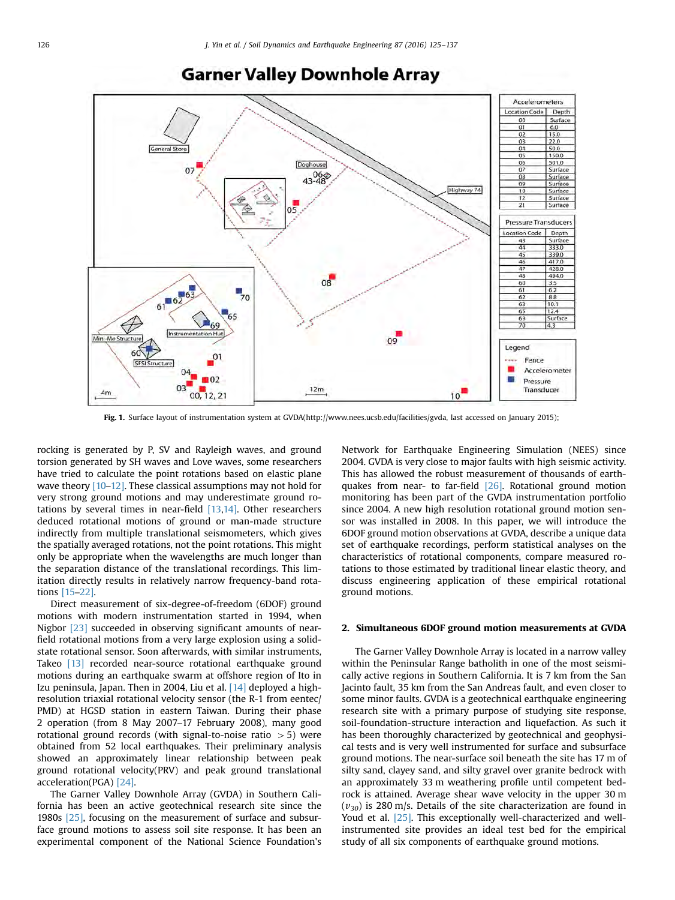Fig. 1. Surface layout of instrumentation system at GVDA(http://www.nees.ucsb.edu/facilities/gvda, last accessed on January 2015);

rocking is generated by P, SV and Rayleigh waves, and ground torsion generated by SH waves and Love waves, some researchers have tried to calculate the point rotations based on elastic plane wave theory [10–12]. These classical assumptions may not hold for very strong ground motions and may underestimate ground rotations by several times in near-field [13,14]. Other researchers deduced rotational motions of ground or man-made structure indirectly from multiple translational seismometers, which gives the spatially averaged rotations, not the point rotations. This might only be appropriate when the wavelengths are much longer than the separation distance of the translational recordings. This limitation directly results in relatively narrow frequency-band rotations [15–22].

Direct measurement of six-degree-of-freedom (6DOF) ground motions with modern instrumentation started in 1994, when Nigbor [23] succeeded in observing significant amounts of near-field rotational motions from a very large explosion using a solid-state rotational sensor. Soon afterwards, with similar instruments, Takeo [13] recorded near-source rotational earthquake ground motions during an earthquake swarm at offshore region of Ito in Izu peninsula, Japan. Then in 2004, Liu et al. [14] deployed a high-resolution triaxial rotational velocity sensor (the R-1 from eentec/PMD) at HGSD station in eastern Taiwan. During their phase 2 operation (from 8 May 2007–17 February 2008), many good rotational ground records (with signal-to-noise ratio $>5$) were obtained from 52 local earthquakes. Their preliminary analysis showed an approximately linear relationship between peak ground rotational velocity(PRV) and peak ground translational acceleration(PGA) [24].

The Garner Valley Downhole Array (GVDA) in Southern California has been an active geotechnical research site since the 1980s [25], focusing on the measurement of surface and subsurface ground motions to assess soil site response. It has been an experimental component of the National Science Foundation's Network for Earthquake Engineering Simulation (NEES) since 2004. GVDA is very close to major faults with high seismic activity. This has allowed the robust measurement of thousands of earthquakes from near- to far-field [26]. Rotational ground motion monitoring has been part of the GVDA instrumentation portfolio since 2004. A new high resolution rotational ground motion sensor was installed in 2008. In this paper, we will introduce the 6DOF ground motion observations at GVDA, describe a unique data set of earthquake recordings, perform statistical analyses on the characteristics of rotational components, compare measured rotations to those estimated by traditional linear elastic theory, and discuss engineering application of these empirical rotational ground motions.

## 2. Simultaneous 6DOF ground motion measurements at GVDA

The Garner Valley Downhole Array is located in a narrow valley within the Peninsular Range batholith in one of the most seismically active regions in Southern California. It is 7 km from the San Jacinto fault, 35 km from the San Andreas fault, and even closer to some minor faults. GVDA is a geotechnical earthquake engineering research site with a primary purpose of studying site response, soil-foundation-structure interaction and liquefaction. As such it has been thoroughly characterized by geotechnical and geophysical tests and is very well instrumented for surface and subsurface ground motions. The near-surface soil beneath the site has 17 m of silty sand, clayey sand, and silty gravel over granite bedrock with an approximately 33 m weathering profile until competent bedrock is attained. Average shear wave velocity in the upper 30 m ($v_{30}$) is 280 m/s. Details of the site characterization are found in Youd et al. [25]. This exceptionally well-characterized and well-instrumented site provides an ideal test bed for the empirical study of all six components of earthquake ground motions.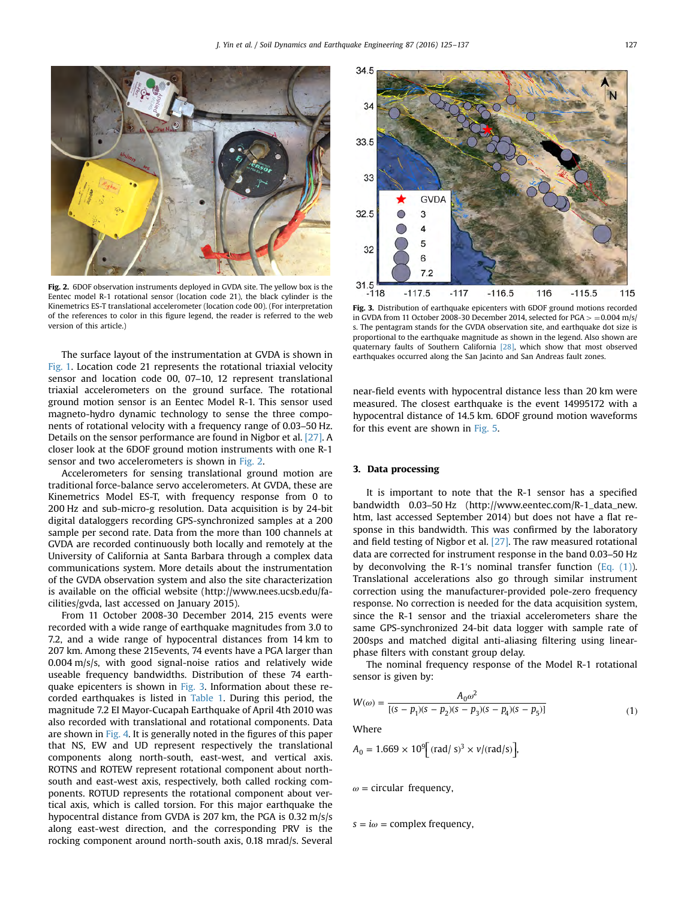Fig. 2. 6DOF observation instruments deployed in GVDA site. The yellow box is the Eentec model R-1 rotational sensor (location code 21), the black cylinder is the Kinemetrics ES-T translational accelerometer (location code 00). (For interpretation of the references to color in this figure legend, the reader is referred to the web version of this article.)

The surface layout of the instrumentation at GVDA is shown in Fig. 1. Location code 21 represents the rotational triaxial velocity sensor and location code 00, 07–10, 12 represent translational triaxial accelerometers on the ground surface. The rotational ground motion sensor is an Eentec Model R-1. This sensor used magneto-hydro dynamic technology to sense the three components of rotational velocity with a frequency range of 0.03–50 Hz. Details on the sensor performance are found in Nigbor et al. [27]. A closer look at the 6DOF ground motion instruments with one R-1 sensor and two accelerometers is shown in Fig. 2.

Accelerometers for sensing translational ground motion are traditional force-balance servo accelerometers. At GVDA, these are Kinemetrics Model ES-T, with frequency response from 0 to 200 Hz and sub-micro-g resolution. Data acquisition is by 24-bit digital dataloggers recording GPS-synchronized samples at a 200 sample per second rate. Data from the more than 100 channels at GVDA are recorded continuously both locally and remotely at the University of California at Santa Barbara through a complex data communications system. More details about the instrumentation of the GVDA observation system and also the site characterization is available on the official website (http://www.nees.ucsb.edu/facilities/gvda, last accessed on January 2015).

From 11 October 2008-30 December 2014, 215 events were recorded with a wide range of earthquake magnitudes from 3.0 to 7.2, and a wide range of hypocentral distances from 14 km to 207 km. Among these 215events, 74 events have a PGA larger than 0.004 m/s/s, with good signal-noise ratios and relatively wide useable frequency bandwidths. Distribution of these 74 earthquake epicenters is shown in Fig. 3. Information about these recorded earthquakes is listed in Table 1. During this period, the magnitude 7.2 El Mayor-Cucapah Earthquake of April 4th 2010 was also recorded with translational and rotational components. Data are shown in Fig. 4. It is generally noted in the figures of this paper that NS, EW and UD represent respectively the translational components along north-south, east-west, and vertical axis. ROTNS and ROTEW represent rotational component about north-south and east-west axis, respectively, both called rocking components. ROTUD represents the rotational component about vertical axis, which is called torsion. For this major earthquake the hypocentral distance from GVDA is 207 km, the PGA is 0.32 m/s/s along east-west direction, and the corresponding PRV is the rocking component around north-south axis, 0.18 mrad/s. Several near-field events with hypocentral distance less than 20 km were measured. The closest earthquake is the event 14995172 with a hypocentral distance of 14.5 km. 6DOF ground motion waveforms for this event are shown in Fig. 5.

Fig. 3. Distribution of earthquake epicenters with 6DOF ground motions recorded in GVDA from 11 October 2008-30 December 2014, selected for PGA > =0.004 m/s/s. The pentagram stands for the GVDA observation site, and earthquake dot size is proportional to the earthquake magnitude as shown in the legend. Also shown are quaternary faults of Southern California [28], which show that most observed earthquakes occurred along the San Jacinto and San Andreas fault zones.

## 3. Data processing

It is important to note that the R-1 sensor has a specified bandwidth 0.03–50 Hz (http://www.eentec.com/R-1_data_new.htm, last accessed September 2014) but does not have a flat response in this bandwidth. This was confirmed by the laboratory and field testing of Nigbor et al. [27]. The raw measured rotational data are corrected for instrument response in the band 0.03–50 Hz by deconvolving the R-1's nominal transfer function (Eq. (1)). Translational accelerations also go through similar instrument correction using the manufacturer-provided pole-zero frequency response. No correction is needed for the data acquisition system, since the R-1 sensor and the triaxial accelerometers share the same GPS-synchronized 24-bit data logger with sample rate of 200sps and matched digital anti-aliasing filtering using linear-phase filters with constant group delay.

The nominal frequency response of the Model R-1 rotational sensor is given by:

$$W(\omega) = \frac{A_0 \omega^2}{[(s-p_1)(s-p_2)(s-p_3)(s-p_4)(s-p_5)]} \tag{1}$$

Where

$A_0 = 1.669 \times 10^9 \left[ (\mathrm{rad/\,s})^3 \times v/(\mathrm{rad/s}) \right],$

$\omega$ = circular frequency,

$s = i\omega$ = complex frequency,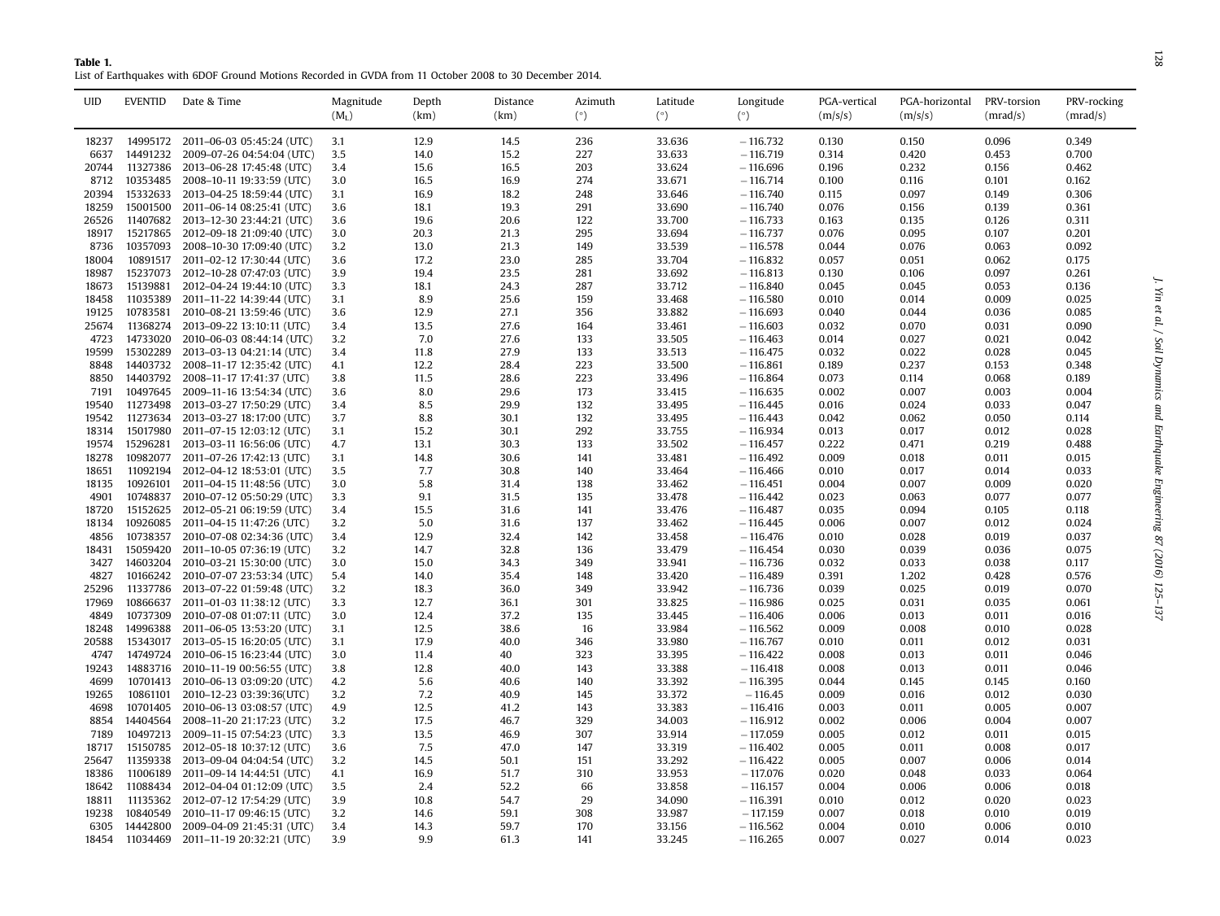**Table 1.**
List of Earthquakes with 6DOF Ground Motions Recorded in GVDA from 11 October 2008 to 30 December 2014.

| UID | EVENTID | Date & Time | Magnitude ($M_L$) | Depth (km) | Distance (km) | Azimuth (°) | Latitude (°) | Longitude (°) | PGA-vertical (m/s/s) | PGA-horizontal (m/s/s) | PRV-torsion (mrad/s) | PRV-rocking (mrad/s) |
|---|---|---|---|---|---|---|---|---|---|---|---|---|
| 18237 | 14995172 | 2011–06-03 05:45:24 (UTC) | 3.1 | 12.9 | 14.5 | 236 | 33.636 | −116.732 | 0.130 | 0.150 | 0.096 | 0.349 |
| 6637 | 14491232 | 2009–07-26 04:54:04 (UTC) | 3.5 | 14.0 | 15.2 | 227 | 33.633 | −116.719 | 0.314 | 0.420 | 0.453 | 0.700 |
| 20744 | 11327386 | 2013–06-28 17:45:48 (UTC) | 3.4 | 15.6 | 16.5 | 203 | 33.624 | −116.696 | 0.196 | 0.232 | 0.156 | 0.462 |
| 8712 | 10353485 | 2008–10-11 19:33:59 (UTC) | 3.0 | 16.5 | 16.9 | 274 | 33.671 | −116.714 | 0.100 | 0.116 | 0.101 | 0.162 |
| 20394 | 15332633 | 2013–04-25 18:59:44 (UTC) | 3.1 | 16.9 | 18.2 | 248 | 33.646 | −116.740 | 0.115 | 0.097 | 0.149 | 0.306 |
| 18259 | 15001500 | 2011–06-14 08:25:41 (UTC) | 3.6 | 18.1 | 19.3 | 291 | 33.690 | −116.740 | 0.076 | 0.156 | 0.139 | 0.361 |
| 26526 | 11407682 | 2013–12-30 23:44:21 (UTC) | 3.6 | 19.6 | 20.6 | 122 | 33.700 | −116.733 | 0.163 | 0.135 | 0.126 | 0.311 |
| 18917 | 15217865 | 2012–09-18 21:09:40 (UTC) | 3.0 | 20.3 | 21.3 | 295 | 33.694 | −116.737 | 0.076 | 0.095 | 0.107 | 0.201 |
| 8736 | 10357093 | 2008–10-30 17:09:40 (UTC) | 3.2 | 13.0 | 21.3 | 149 | 33.539 | −116.578 | 0.044 | 0.076 | 0.063 | 0.092 |
| 18004 | 10891517 | 2011–02-12 17:30:44 (UTC) | 3.6 | 17.2 | 23.0 | 285 | 33.704 | −116.832 | 0.057 | 0.051 | 0.062 | 0.175 |
| 18987 | 15237073 | 2012–10-28 07:47:03 (UTC) | 3.9 | 19.4 | 23.5 | 281 | 33.692 | −116.813 | 0.130 | 0.106 | 0.097 | 0.261 |
| 18673 | 15139881 | 2012–04-24 19:44:10 (UTC) | 3.3 | 18.1 | 24.3 | 287 | 33.712 | −116.840 | 0.045 | 0.045 | 0.053 | 0.136 |
| 18458 | 11035389 | 2011–11-22 14:39:44 (UTC) | 3.1 | 8.9 | 25.6 | 159 | 33.468 | −116.580 | 0.010 | 0.014 | 0.009 | 0.025 |
| 19125 | 10783581 | 2010–08-21 13:59:46 (UTC) | 3.6 | 12.9 | 27.1 | 356 | 33.882 | −116.693 | 0.040 | 0.044 | 0.036 | 0.085 |
| 25674 | 11368274 | 2013–09-22 13:10:11 (UTC) | 3.4 | 13.5 | 27.6 | 164 | 33.461 | −116.603 | 0.032 | 0.070 | 0.031 | 0.090 |
| 4723 | 14733020 | 2010–06-03 08:44:14 (UTC) | 3.2 | 7.0 | 27.6 | 133 | 33.505 | −116.463 | 0.014 | 0.027 | 0.021 | 0.042 |
| 19599 | 15302289 | 2013–03-13 04:21:14 (UTC) | 3.4 | 11.8 | 27.9 | 133 | 33.513 | −116.475 | 0.032 | 0.022 | 0.028 | 0.045 |
| 8848 | 14403732 | 2008–11-17 12:35:42 (UTC) | 4.1 | 12.2 | 28.4 | 223 | 33.500 | −116.861 | 0.189 | 0.237 | 0.153 | 0.348 |
| 8850 | 14403792 | 2008–11-17 17:41:37 (UTC) | 3.8 | 11.5 | 28.6 | 223 | 33.496 | −116.864 | 0.073 | 0.114 | 0.068 | 0.189 |
| 7191 | 10497645 | 2009–11-16 13:54:34 (UTC) | 3.6 | 8.0 | 29.6 | 173 | 33.415 | −116.635 | 0.002 | 0.007 | 0.003 | 0.004 |
| 19540 | 11273498 | 2013–03-27 17:50:29 (UTC) | 3.4 | 8.5 | 29.9 | 132 | 33.495 | −116.445 | 0.016 | 0.024 | 0.033 | 0.047 |
| 19542 | 11273634 | 2013–03-27 18:17:00 (UTC) | 3.7 | 8.8 | 30.1 | 132 | 33.495 | −116.443 | 0.042 | 0.062 | 0.050 | 0.114 |
| 18314 | 15017980 | 2011–07-15 12:03:12 (UTC) | 3.1 | 15.2 | 30.1 | 292 | 33.755 | −116.934 | 0.013 | 0.017 | 0.012 | 0.028 |
| 19574 | 15296281 | 2013–03-11 16:56:06 (UTC) | 4.7 | 13.1 | 30.3 | 133 | 33.502 | −116.457 | 0.222 | 0.471 | 0.219 | 0.488 |
| 18278 | 10982077 | 2011–07-26 17:42:13 (UTC) | 3.1 | 14.8 | 30.6 | 141 | 33.481 | −116.492 | 0.009 | 0.018 | 0.011 | 0.015 |
| 18651 | 11092194 | 2012–04-12 18:53:01 (UTC) | 3.5 | 7.7 | 30.8 | 140 | 33.464 | −116.466 | 0.010 | 0.017 | 0.014 | 0.033 |
| 18135 | 10926101 | 2011–04-15 11:48:56 (UTC) | 3.0 | 5.8 | 31.4 | 138 | 33.462 | −116.451 | 0.004 | 0.007 | 0.009 | 0.020 |
| 4901 | 10748837 | 2010–07-12 05:50:29 (UTC) | 3.3 | 9.1 | 31.5 | 135 | 33.478 | −116.442 | 0.023 | 0.063 | 0.077 | 0.077 |
| 18720 | 15152625 | 2012–05-21 06:19:59 (UTC) | 3.4 | 15.5 | 31.6 | 141 | 33.476 | −116.487 | 0.035 | 0.094 | 0.105 | 0.118 |
| 18134 | 10926085 | 2011–04-15 11:47:26 (UTC) | 3.2 | 5.0 | 31.6 | 137 | 33.462 | −116.445 | 0.006 | 0.007 | 0.012 | 0.024 |
| 4856 | 10738357 | 2010–07-08 02:34:36 (UTC) | 3.4 | 12.9 | 32.4 | 142 | 33.458 | −116.476 | 0.010 | 0.028 | 0.019 | 0.037 |
| 18431 | 15059420 | 2011–10-05 07:36:19 (UTC) | 3.2 | 14.7 | 32.8 | 136 | 33.479 | −116.454 | 0.030 | 0.039 | 0.036 | 0.075 |
| 3427 | 14603204 | 2010–03-21 15:30:00 (UTC) | 3.0 | 15.0 | 34.3 | 349 | 33.941 | −116.736 | 0.032 | 0.033 | 0.038 | 0.117 |
| 4827 | 10166242 | 2010–07-07 23:53:34 (UTC) | 5.4 | 14.0 | 35.4 | 148 | 33.420 | −116.489 | 0.391 | 1.202 | 0.428 | 0.576 |
| 25296 | 11337786 | 2013–07-22 01:59:48 (UTC) | 3.2 | 18.3 | 36.0 | 349 | 33.942 | −116.736 | 0.039 | 0.025 | 0.019 | 0.070 |
| 17969 | 10866637 | 2011–01-03 11:38:12 (UTC) | 3.3 | 12.7 | 36.1 | 301 | 33.825 | −116.986 | 0.025 | 0.031 | 0.035 | 0.061 |
| 4849 | 10737309 | 2010–07-08 01:07:11 (UTC) | 3.0 | 12.4 | 37.2 | 135 | 33.445 | −116.406 | 0.006 | 0.013 | 0.011 | 0.016 |
| 18248 | 14996388 | 2011–06-05 13:53:20 (UTC) | 3.1 | 12.5 | 38.6 | 16 | 33.984 | −116.562 | 0.009 | 0.008 | 0.010 | 0.028 |
| 20588 | 15343017 | 2013–05-15 16:20:05 (UTC) | 3.1 | 17.9 | 40.0 | 346 | 33.980 | −116.767 | 0.010 | 0.011 | 0.012 | 0.031 |
| 4747 | 14749724 | 2010–06-15 16:23:44 (UTC) | 3.0 | 11.4 | 40 | 323 | 33.395 | −116.422 | 0.008 | 0.013 | 0.011 | 0.046 |
| 19243 | 14883716 | 2010–11-19 00:56:55 (UTC) | 3.8 | 12.8 | 40.0 | 143 | 33.388 | −116.418 | 0.008 | 0.013 | 0.011 | 0.046 |
| 4699 | 10701413 | 2010–06-13 03:09:20 (UTC) | 4.2 | 5.6 | 40.6 | 140 | 33.392 | −116.395 | 0.044 | 0.145 | 0.145 | 0.160 |
| 19265 | 10861101 | 2010–12-23 03:39:36(UTC) | 3.2 | 7.2 | 40.9 | 145 | 33.372 | −116.45 | 0.009 | 0.016 | 0.012 | 0.030 |
| 4698 | 10701405 | 2010–06-13 03:08:57 (UTC) | 4.9 | 12.5 | 41.2 | 143 | 33.383 | −116.416 | 0.003 | 0.011 | 0.005 | 0.007 |
| 8854 | 14404564 | 2008–11-20 21:17:23 (UTC) | 3.2 | 17.5 | 46.7 | 329 | 34.003 | −116.912 | 0.002 | 0.006 | 0.004 | 0.007 |
| 7189 | 10497213 | 2009–11-15 07:54:23 (UTC) | 3.3 | 13.5 | 46.9 | 307 | 33.914 | −117.059 | 0.005 | 0.012 | 0.011 | 0.015 |
| 18717 | 15150785 | 2012–05-18 10:37:12 (UTC) | 3.6 | 7.5 | 47.0 | 147 | 33.319 | −116.402 | 0.005 | 0.011 | 0.008 | 0.017 |
| 25647 | 11359338 | 2013–09-04 04:04:54 (UTC) | 3.2 | 14.5 | 50.1 | 151 | 33.292 | −116.422 | 0.005 | 0.007 | 0.006 | 0.014 |
| 18386 | 11006189 | 2011–09-14 14:44:51 (UTC) | 4.1 | 16.9 | 51.7 | 310 | 33.953 | −117.076 | 0.020 | 0.048 | 0.033 | 0.064 |
| 18642 | 11088434 | 2012–04-04 01:12:09 (UTC) | 3.5 | 2.4 | 52.2 | 66 | 33.858 | −116.157 | 0.004 | 0.006 | 0.006 | 0.018 |
| 18811 | 11135362 | 2012–07-12 17:54:29 (UTC) | 3.9 | 10.8 | 54.7 | 29 | 34.090 | −116.391 | 0.010 | 0.012 | 0.020 | 0.023 |
| 19238 | 10840549 | 2010–11-17 09:46:15 (UTC) | 3.2 | 14.6 | 59.1 | 308 | 33.987 | −117.159 | 0.007 | 0.018 | 0.010 | 0.019 |
| 6305 | 14442800 | 2009–04-09 21:45:31 (UTC) | 3.4 | 14.3 | 59.7 | 170 | 33.156 | −116.562 | 0.004 | 0.010 | 0.006 | 0.010 |
| 18454 | 11034469 | 2011–11-19 20:32:21 (UTC) | 3.9 | 9.9 | 61.3 | 141 | 33.245 | −116.265 | 0.007 | 0.027 | 0.014 | 0.023 |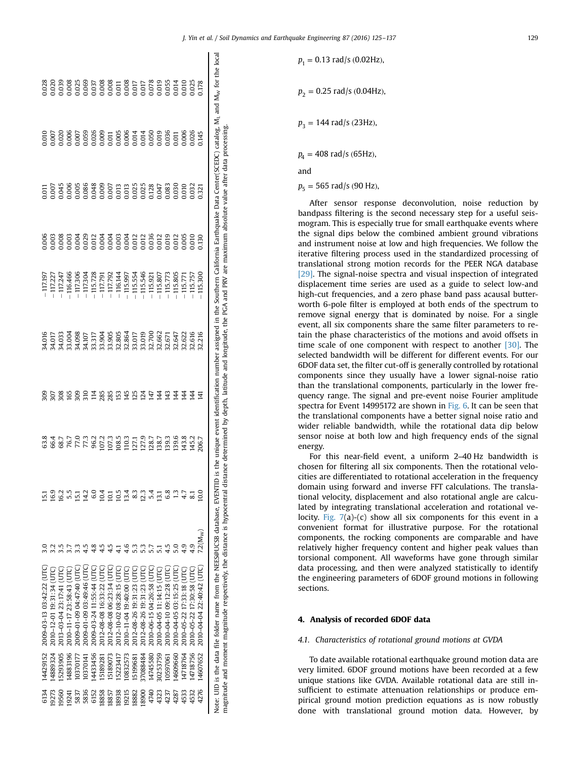| | | | | | | | | | | | | |
|---|---|---|---|---|---|---|---|---|---|---|---|---|
| 6134 | 14429152 | 2009-03-13 03:42:22 (UTC) | 3.0 | 15.1 | 63.8 | 309 | 34.016 | −117.197 | 0.006 | 0.011 | 0.010 | 0.028 |
| 19273 | 14889324 | 2010-12-01 19:31:34 (UTC) | 3.2 | 16.9 | 66.4 | 307 | 34.017 | −117.227 | 0.003 | 0.007 | 0.007 | 0.020 |
| 19560 | 15293905 | 2013-03-04 23:17:41 (UTC) | 3.5 | 16.2 | 68.7 | 308 | 34.033 | −117.247 | 0.008 | 0.045 | 0.020 | 0.039 |
| 19241 | 14883196 | 2010-11-27 23:58:43 (UTC) | 3.7 | 5.5 | 76.7 | 165 | 33.004 | −116.466 | 0.003 | 0.006 | 0.006 | 0.008 |
| 5837 | 10370177 | 2009-01-09 04:47:40 (UTC) | 3.3 | 15.1 | 77.0 | 309 | 34.098 | −117.306 | 0.004 | 0.005 | 0.007 | 0.025 |
| 5836 | 10370141 | 2009-01-09 03:49:46 (UTC) | 4.5 | 14.2 | 77.3 | 310 | 34.107 | −117.304 | 0.029 | 0.086 | 0.059 | 0.069 |
| 6152 | 14433456 | 2009-03-24 11:55:44 (UTC) | 4.8 | 6.0 | 96.2 | 114 | 33.317 | −115.728 | 0.012 | 0.048 | 0.026 | 0.037 |
| 18858 | 15189281 | 2012-08-08 16:33:22 (UTC) | 4.5 | 10.4 | 107.2 | 285 | 33.904 | −117.791 | 0.004 | 0.009 | 0.009 | 0.008 |
| 18857 | 15189073 | 2012-08-08 06:23:34 (UTC) | 4.5 | 10.1 | 107.3 | 285 | 33.905 | −117.792 | 0.004 | 0.007 | 0.011 | 0.008 |
| 18938 | 15223417 | 2012-10-02 08:28:15 (UTC) | 4.1 | 10.5 | 108.5 | 153 | 32.805 | −116.144 | 0.003 | 0.013 | 0.005 | 0.011 |
| 19215 | 10832573 | 2010-11-04 19:40:00 (UTC) | 4.6 | 13.4 | 110.3 | 145 | 32.864 | −115.997 | 0.004 | 0.013 | 0.006 | 0.008 |
| 18882 | 15199681 | 2012-08-26 19:31:23 (UTC) | 5.3 | 8.3 | 127.1 | 125 | 33.017 | −115.554 | 0.012 | 0.025 | 0.014 | 0.017 |
| 18900 | 37088484 | 2012-08-26 19:31:23 (UTC) | 5.3 | 12.3 | 127.9 | 124 | 33.019 | −115.546 | 0.012 | 0.025 | 0.014 | 0.017 |
| 4740 | 14745580 | 2010-06-15 04:26:58 (UTC) | 5.7 | 5.4 | 128.7 | 147 | 32.700 | −115.921 | 0.036 | 0.128 | 0.050 | 0.078 |
| 4323 | 30253759 | 2010-04-05 11:14:15 (UTC) | 5.1 | 13.1 | 138.7 | 144 | 32.662 | −115.807 | 0.012 | 0.047 | 0.019 | 0.019 |
| 4237 | 10597061 | 2010-04-10 09:12:28 (UTC) | 4.5 | 6.8 | 139.3 | 143 | 32.671 | −115.773 | 0.019 | 0.083 | 0.036 | 0.055 |
| 4287 | 14609660 | 2010-04-05 03:15:25 (UTC) | 5.0 | 1.3 | 139.6 | 144 | 32.647 | −115.805 | 0.012 | 0.030 | 0.011 | 0.014 |
| 4533 | 14718764 | 2010-05-22 17:33:18 (UTC) | 4.9 | 4.7 | 143.8 | 144 | 32.622 | −115.771 | 0.005 | 0.010 | 0.006 | 0.010 |
| 4532 | 14718756 | 2010-05-22 17:30:58 (UTC) | 4.9 | 8.1 | 145.2 | 144 | 32.616 | −115.757 | 0.010 | 0.032 | 0.026 | 0.025 |
| 4276 | 14607652 | 2010-04-04 22:40:42 (UTC) | 7.2($M_W$) | 10.0 | 206.7 | 141 | 32.216 | −115.300 | 0.130 | 0.321 | 0.145 | 0.178 |

Note: UID is the data file folder name from the NEES@UCSB database, EVENTID is the unique event identification number assigned in the Southern California Earthquake Data Center(SCEDC) catalog, $M_L$ and $M_W$ for the local magnitude and moment magnitude respectively, the distance is hypocentral distance determined by depth, latitude and longitude, the PGA and PRV are maximum absolute value after data processing.

$p_1 = 0.13$ rad/s (0.02Hz),

$p_2 = 0.25$ rad/s (0.04Hz),

$p_3 = 144$ rad/s (23Hz),

$p_4 = 408$ rad/s (65Hz),

and

$p_5 = 565$ rad/s (90 Hz),

After sensor response deconvolution, noise reduction by bandpass filtering is the second necessary step for a useful seismogram. This is especially true for small earthquake events where the signal dips below the combined ambient ground vibrations and instrument noise at low and high frequencies. We follow the iterative filtering process used in the standardized processing of translational strong motion records for the PEER NGA database [29]. The signal-noise spectra and visual inspection of integrated displacement time series are used as a guide to select low-and high-cut frequencies, and a zero phase band pass acausal butterworth 6-pole filter is employed at both ends of the spectrum to remove signal energy that is dominated by noise. For a single event, all six components share the same filter parameters to retain the phase characteristics of the motions and avoid offsets in time scale of one component with respect to another [30]. The selected bandwidth will be different for different events. For our 6DOF data set, the filter cut-off is generally controlled by rotational components since they usually have a lower signal-noise ratio than the translational components, particularly in the lower frequency range. The signal and pre-event noise Fourier amplitude spectra for Event 14995172 are shown in Fig. 6. It can be seen that the translational components have a better signal noise ratio and wider reliable bandwidth, while the rotational data dip below sensor noise at both low and high frequency ends of the signal energy.

For this near-field event, a uniform 2–40 Hz bandwidth is chosen for filtering all six components. Then the rotational velocities are differentiated to rotational acceleration in the frequency domain using forward and inverse FFT calculations. The translational velocity, displacement and also rotational angle are calculated by integrating translational acceleration and rotational velocity. Fig. 7(a)-(c) show all six components for this event in a convenient format for illustrative purpose. For the rotational components, the rocking components are comparable and have relatively higher frequency content and higher peak values than torsional component. All waveforms have gone through similar data processing, and then were analyzed statistically to identify the engineering parameters of 6DOF ground motions in following sections.

## 4. Analysis of recorded 6DOF data

### 4.1. Characteristics of rotational ground motions at GVDA

To date available rotational earthquake ground motion data are very limited. 6DOF ground motions have been recorded at a few unique stations like GVDA. Available rotational data are still insufficient to estimate attenuation relationships or produce empirical ground motion prediction equations as is now robustly done with translational ground motion data. However, by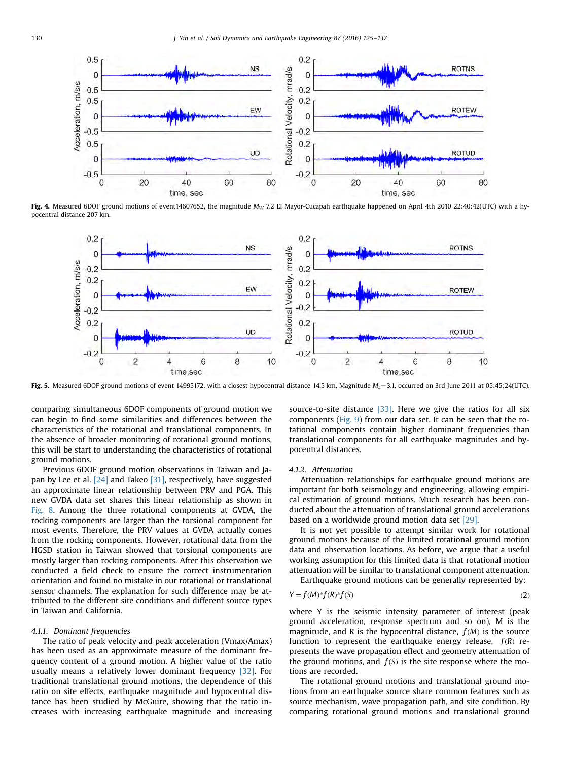Fig. 4. Measured 6DOF ground motions of event14607652, the magnitude $M_W$ 7.2 El Mayor-Cucapah earthquake happened on April 4th 2010 22:40:42(UTC) with a hypocentral distance 207 km.

Fig. 5. Measured 6DOF ground motions of event 14995172, with a closest hypocentral distance 14.5 km, Magnitude $M_L$=3.1, occurred on 3rd June 2011 at 05:45:24(UTC).

comparing simultaneous 6DOF components of ground motion we can begin to find some similarities and differences between the characteristics of the rotational and translational components. In the absence of broader monitoring of rotational ground motions, this will be start to understanding the characteristics of rotational ground motions.

Previous 6DOF ground motion observations in Taiwan and Japan by Lee et al. [24] and Takeo [31], respectively, have suggested an approximate linear relationship between PRV and PGA. This new GVDA data set shares this linear relationship as shown in Fig. 8. Among the three rotational components at GVDA, the rocking components are larger than the torsional component for most events. Therefore, the PRV values at GVDA actually comes from the rocking components. However, rotational data from the HGSD station in Taiwan showed that torsional components are mostly larger than rocking components. After this observation we conducted a field check to ensure the correct instrumentation orientation and found no mistake in our rotational or translational sensor channels. The explanation for such difference may be attributed to the different site conditions and different source types in Taiwan and California.

#### 4.1.1. Dominant frequencies

The ratio of peak velocity and peak acceleration (Vmax/Amax) has been used as an approximate measure of the dominant frequency content of a ground motion. A higher value of the ratio usually means a relatively lower dominant frequency [32]. For traditional translational ground motions, the dependence of this ratio on site effects, earthquake magnitude and hypocentral distance has been studied by McGuire, showing that the ratio increases with increasing earthquake magnitude and increasing source-to-site distance [33]. Here we give the ratios for all six components (Fig. 9) from our data set. It can be seen that the rotational components contain higher dominant frequencies than translational components for all earthquake magnitudes and hypocentral distances.

#### 4.1.2. Attenuation

Attenuation relationships for earthquake ground motions are important for both seismology and engineering, allowing empirical estimation of ground motions. Much research has been conducted about the attenuation of translational ground accelerations based on a worldwide ground motion data set [29].

It is not yet possible to attempt similar work for rotational ground motions because of the limited rotational ground motion data and observation locations. As before, we argue that a useful working assumption for this limited data is that rotational motion attenuation will be similar to translational component attenuation.

Earthquake ground motions can be generally represented by:

$$Y = f(M)*f(R)*f(S) \tag{2}$$

where Y is the seismic intensity parameter of interest (peak ground acceleration, response spectrum and so on), M is the magnitude, and R is the hypocentral distance, $f(M)$ is the source function to represent the earthquake energy release, $f(R)$ represents the wave propagation effect and geometry attenuation of the ground motions, and $f(S)$ is the site response where the motions are recorded.

The rotational ground motions and translational ground motions from an earthquake source share common features such as source mechanism, wave propagation path, and site condition. By comparing rotational ground motions and translational ground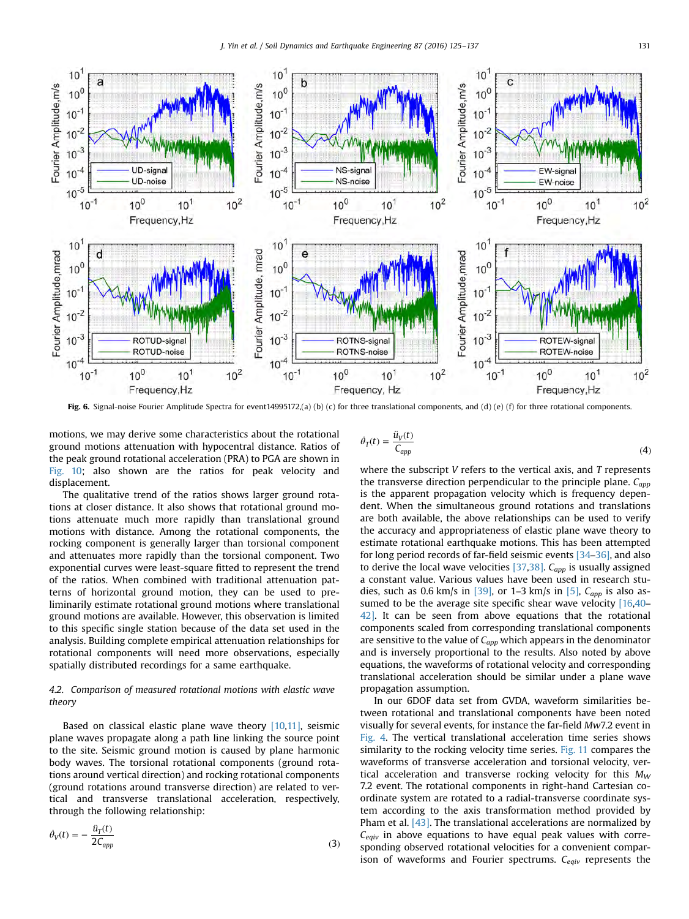**Fig. 6.** Signal-noise Fourier Amplitude Spectra for event14995172,(a) (b) (c) for three translational components, and (d) (e) (f) for three rotational components.

motions, we may derive some characteristics about the rotational ground motions attenuation with hypocentral distance. Ratios of the peak ground rotational acceleration (PRA) to PGA are shown in Fig. 10; also shown are the ratios for peak velocity and displacement.

The qualitative trend of the ratios shows larger ground rotations at closer distance. It also shows that rotational ground motions attenuate much more rapidly than translational ground motions with distance. Among the rotational components, the rocking component is generally larger than torsional component and attenuates more rapidly than the torsional component. Two exponential curves were least-square fitted to represent the trend of the ratios. When combined with traditional attenuation patterns of horizontal ground motion, they can be used to preliminarily estimate rotational ground motions where translational ground motions are available. However, this observation is limited to this specific single station because of the data set used in the analysis. Building complete empirical attenuation relationships for rotational components will need more observations, especially spatially distributed recordings for a same earthquake.

### 4.2. Comparison of measured rotational motions with elastic wave theory

Based on classical elastic plane wave theory [10,11], seismic plane waves propagate along a path line linking the source point to the site. Seismic ground motion is caused by plane harmonic body waves. The torsional rotational components (ground rotations around vertical direction) and rocking rotational components (ground rotations around transverse direction) are related to vertical and transverse translational acceleration, respectively, through the following relationship:

$$\dot{\theta}_V(t) = -\frac{\ddot{u}_T(t)}{2C_{app}} \tag{3}$$

$$\dot{\theta}_T(t) = \frac{\ddot{u}_V(t)}{C_{app}} \tag{4}$$

where the subscript $V$ refers to the vertical axis, and $T$ represents the transverse direction perpendicular to the principle plane. $C_{app}$ is the apparent propagation velocity which is frequency dependent. When the simultaneous ground rotations and translations are both available, the above relationships can be used to verify the accuracy and appropriateness of elastic plane wave theory to estimate rotational earthquake motions. This has been attempted for long period records of far-field seismic events [34–36], and also to derive the local wave velocities [37,38]. $C_{app}$ is usually assigned a constant value. Various values have been used in research studies, such as 0.6 km/s in [39], or 1–3 km/s in [5], $C_{app}$ is also assumed to be the average site specific shear wave velocity [16,40–42]. It can be seen from above equations that the rotational components scaled from corresponding translational components are sensitive to the value of $C_{app}$ which appears in the denominator and is inversely proportional to the results. Also noted by above equations, the waveforms of rotational velocity and corresponding translational acceleration should be similar under a plane wave propagation assumption.

In our 6DOF data set from GVDA, waveform similarities between rotational and translational components have been noted visually for several events, for instance the far-field $Mw$7.2 event in Fig. 4. The vertical translational acceleration time series shows similarity to the rocking velocity time series. Fig. 11 compares the waveforms of transverse acceleration and torsional velocity, vertical acceleration and transverse rocking velocity for this $M_W$ 7.2 event. The rotational components in right-hand Cartesian coordinate system are rotated to a radial-transverse coordinate system according to the axis transformation method provided by Pham et al. [43]. The translational accelerations are normalized by $C_{eqiv}$ in above equations to have equal peak values with corresponding observed rotational velocities for a convenient comparison of waveforms and Fourier spectrums. $C_{eqiv}$ represents the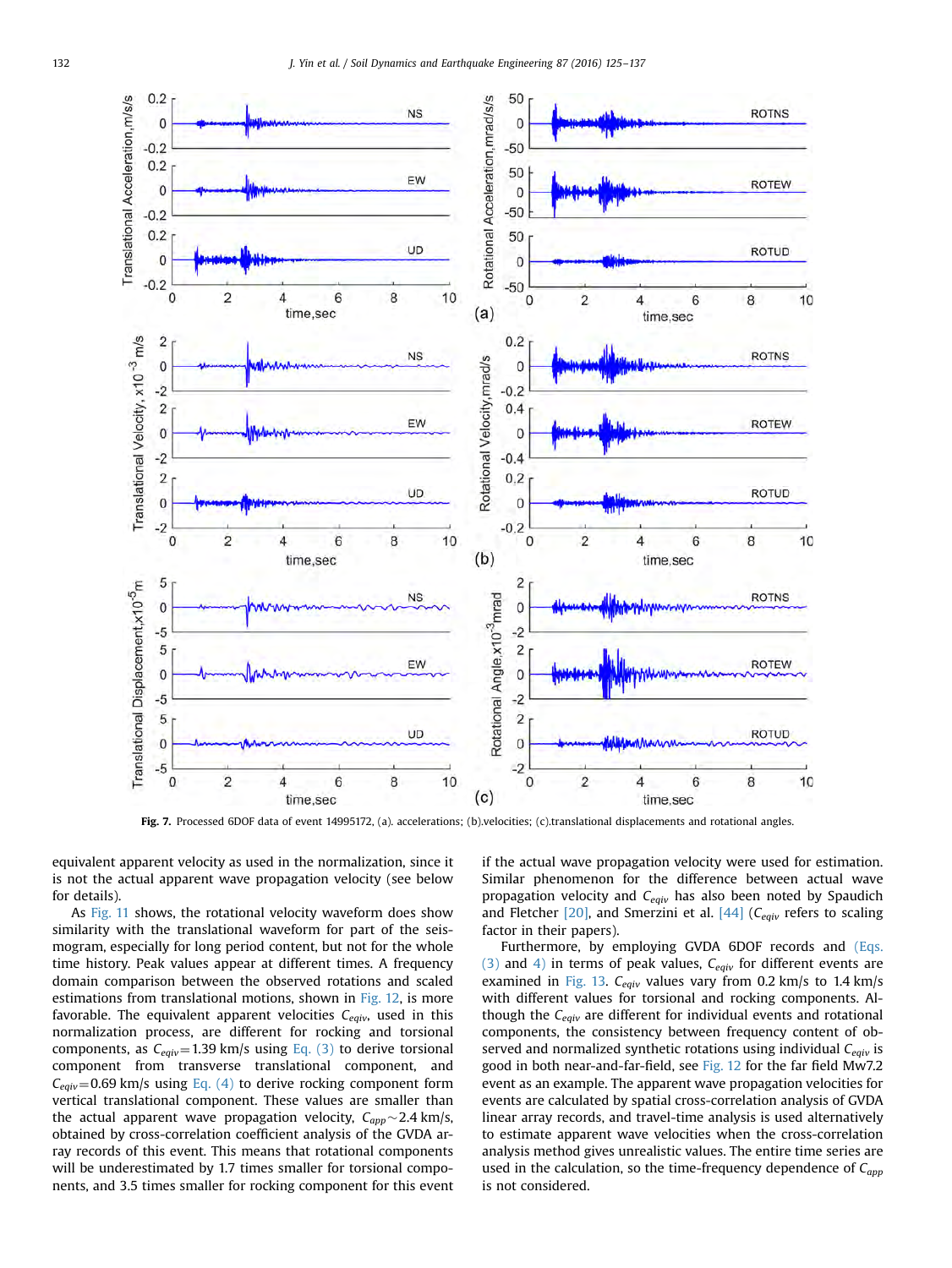Fig. 7. Processed 6DOF data of event 14995172, (a). accelerations; (b).velocities; (c).translational displacements and rotational angles.

equivalent apparent velocity as used in the normalization, since it is not the actual apparent wave propagation velocity (see below for details).

As Fig. 11 shows, the rotational velocity waveform does show similarity with the translational waveform for part of the seismogram, especially for long period content, but not for the whole time history. Peak values appear at different times. A frequency domain comparison between the observed rotations and scaled estimations from translational motions, shown in Fig. 12, is more favorable. The equivalent apparent velocities $C_{eqiv}$, used in this normalization process, are different for rocking and torsional components, as $C_{eqiv}$=1.39 km/s using Eq. (3) to derive torsional component from transverse translational component, and $C_{eqiv}$=0.69 km/s using Eq. (4) to derive rocking component form vertical translational component. These values are smaller than the actual apparent wave propagation velocity, $C_{app}$~2.4 km/s, obtained by cross-correlation coefficient analysis of the GVDA array records of this event. This means that rotational components will be underestimated by 1.7 times smaller for torsional components, and 3.5 times smaller for rocking component for this event if the actual wave propagation velocity were used for estimation. Similar phenomenon for the difference between actual wave propagation velocity and $C_{eqiv}$ has also been noted by Spaudich and Fletcher [20], and Smerzini et al. [44] ($C_{eqiv}$ refers to scaling factor in their papers).

Furthermore, by employing GVDA 6DOF records and (Eqs. (3) and 4) in terms of peak values, $C_{eqiv}$ for different events are examined in Fig. 13. $C_{eqiv}$ values vary from 0.2 km/s to 1.4 km/s with different values for torsional and rocking components. Although the $C_{eqiv}$ are different for individual events and rotational components, the consistency between frequency content of observed and normalized synthetic rotations using individual $C_{eqiv}$ is good in both near-and-far-field, see Fig. 12 for the far field Mw7.2 event as an example. The apparent wave propagation velocities for events are calculated by spatial cross-correlation analysis of GVDA linear array records, and travel-time analysis is used alternatively to estimate apparent wave velocities when the cross-correlation analysis method gives unrealistic values. The entire time series are used in the calculation, so the time-frequency dependence of $C_{app}$ is not considered.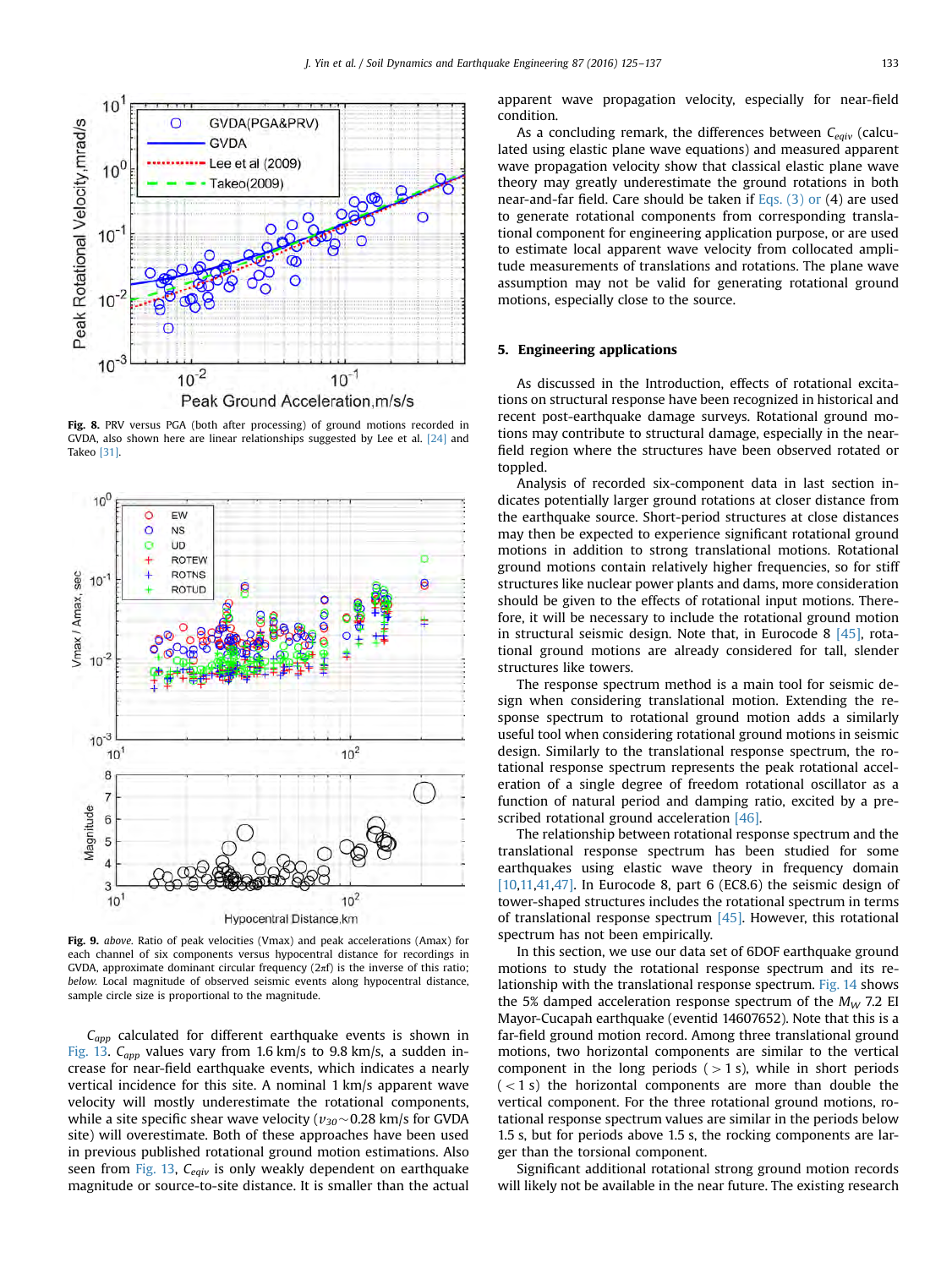**Fig. 8.** PRV versus PGA (both after processing) of ground motions recorded in GVDA, also shown here are linear relationships suggested by Lee et al. [24] and Takeo [31].

**Fig. 9.** *above.* Ratio of peak velocities (Vmax) and peak accelerations (Amax) for each channel of six components versus hypocentral distance for recordings in GVDA, approximate dominant circular frequency ($2\pi f$) is the inverse of this ratio; *below.* Local magnitude of observed seismic events along hypocentral distance, sample circle size is proportional to the magnitude.

$C_{app}$ calculated for different earthquake events is shown in Fig. 13. $C_{app}$ values vary from 1.6 km/s to 9.8 km/s, a sudden increase for near-field earthquake events, which indicates a nearly vertical incidence for this site. A nominal 1 km/s apparent wave velocity will mostly underestimate the rotational components, while a site specific shear wave velocity ($v_{30} \sim 0.28$ km/s for GVDA site) will overestimate. Both of these approaches have been used in previous published rotational ground motion estimations. Also seen from Fig. 13, $C_{eqiv}$ is only weakly dependent on earthquake magnitude or source-to-site distance. It is smaller than the actual apparent wave propagation velocity, especially for near-field condition.

As a concluding remark, the differences between $C_{eqiv}$ (calculated using elastic plane wave equations) and measured apparent wave propagation velocity show that classical elastic plane wave theory may greatly underestimate the ground rotations in both near-and-far field. Care should be taken if Eqs. (3) or (4) are used to generate rotational components from corresponding translational component for engineering application purpose, or are used to estimate local apparent wave velocity from collocated amplitude measurements of translations and rotations. The plane wave assumption may not be valid for generating rotational ground motions, especially close to the source.

## 5. Engineering applications

As discussed in the Introduction, effects of rotational excitations on structural response have been recognized in historical and recent post-earthquake damage surveys. Rotational ground motions may contribute to structural damage, especially in the near-field region where the structures have been observed rotated or toppled.

Analysis of recorded six-component data in last section indicates potentially larger ground rotations at closer distance from the earthquake source. Short-period structures at close distances may then be expected to experience significant rotational ground motions in addition to strong translational motions. Rotational ground motions contain relatively higher frequencies, so for stiff structures like nuclear power plants and dams, more consideration should be given to the effects of rotational input motions. Therefore, it will be necessary to include the rotational ground motion in structural seismic design. Note that, in Eurocode 8 [45], rotational ground motions are already considered for tall, slender structures like towers.

The response spectrum method is a main tool for seismic design when considering translational motion. Extending the response spectrum to rotational ground motion adds a similarly useful tool when considering rotational ground motions in seismic design. Similarly to the translational response spectrum, the rotational response spectrum represents the peak rotational acceleration of a single degree of freedom rotational oscillator as a function of natural period and damping ratio, excited by a prescribed rotational ground acceleration [46].

The relationship between rotational response spectrum and the translational response spectrum has been studied for some earthquakes using elastic wave theory in frequency domain [10,11,41,47]. In Eurocode 8, part 6 (EC8.6) the seismic design of tower-shaped structures includes the rotational spectrum in terms of translational response spectrum [45]. However, this rotational spectrum has not been empirically.

In this section, we use our data set of 6DOF earthquake ground motions to study the rotational response spectrum and its relationship with the translational response spectrum. Fig. 14 shows the 5% damped acceleration response spectrum of the $M_W$ 7.2 El Mayor-Cucapah earthquake (eventid 14607652). Note that this is a far-field ground motion record. Among three translational ground motions, two horizontal components are similar to the vertical component in the long periods ($>1$ s), while in short periods ($<1$ s) the horizontal components are more than double the vertical component. For the three rotational ground motions, rotational response spectrum values are similar in the periods below 1.5 s, but for periods above 1.5 s, the rocking components are larger than the torsional component.

Significant additional rotational strong ground motion records will likely not be available in the near future. The existing research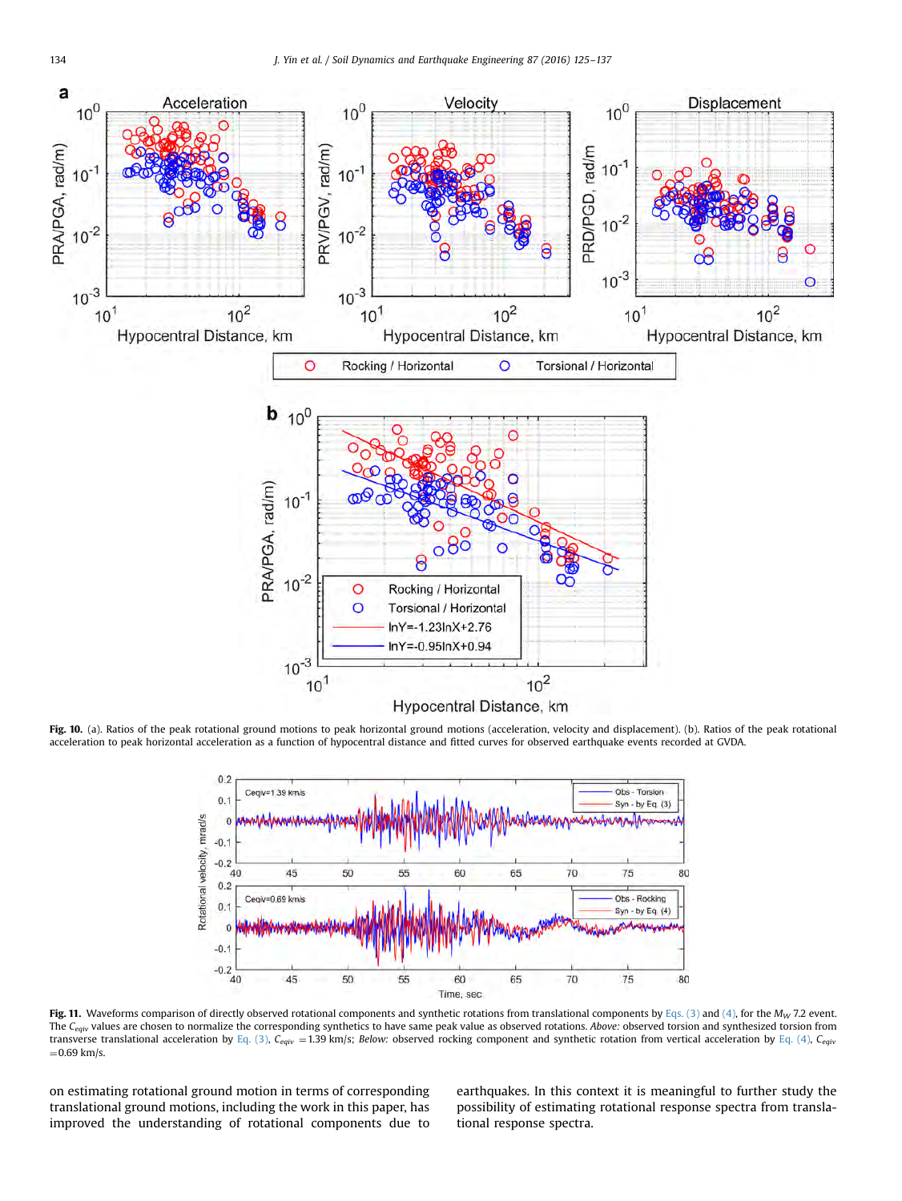**Fig. 10.** (a). Ratios of the peak rotational ground motions to peak horizontal ground motions (acceleration, velocity and displacement). (b). Ratios of the peak rotational acceleration to peak horizontal acceleration as a function of hypocentral distance and fitted curves for observed earthquake events recorded at GVDA.

**Fig. 11.** Waveforms comparison of directly observed rotational components and synthetic rotations from translational components by Eqs. (3) and (4), for the $M_W$ 7.2 event. The $C_{eqiv}$ values are chosen to normalize the corresponding synthetics to have same peak value as observed rotations. *Above:* observed torsion and synthesized torsion from transverse translational acceleration by Eq. (3), $C_{eqiv}$ = 1.39 km/s; *Below:* observed rocking component and synthetic rotation from vertical acceleration by Eq. (4), $C_{eqiv}$ = 0.69 km/s.

on estimating rotational ground motion in terms of corresponding translational ground motions, including the work in this paper, has improved the understanding of rotational components due to earthquakes. In this context it is meaningful to further study the possibility of estimating rotational response spectra from translational response spectra.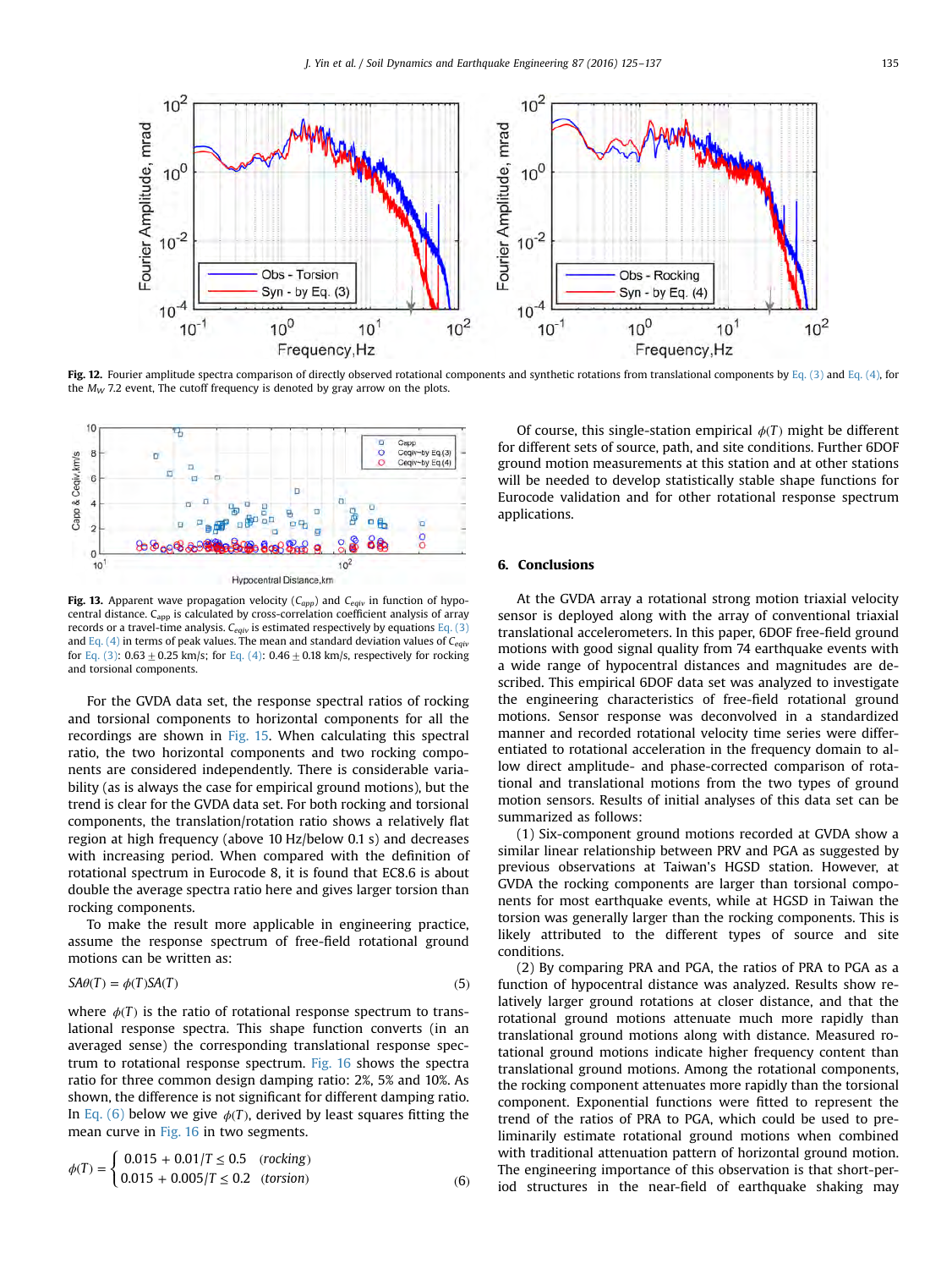**Fig. 12.** Fourier amplitude spectra comparison of directly observed rotational components and synthetic rotations from translational components by Eq. (3) and Eq. (4), for the $M_W$ 7.2 event, The cutoff frequency is denoted by gray arrow on the plots.

**Fig. 13.** Apparent wave propagation velocity ($C_{app}$) and $C_{eqiv}$ in function of hypocentral distance. $C_{app}$ is calculated by cross-correlation coefficient analysis of array records or a travel-time analysis. $C_{eqiv}$ is estimated respectively by equations Eq. (3) and Eq. (4) in terms of peak values. The mean and standard deviation values of $C_{eqiv}$ for Eq. (3): 0.63 ± 0.25 km/s; for Eq. (4): 0.46 ± 0.18 km/s, respectively for rocking and torsional components.

For the GVDA data set, the response spectral ratios of rocking and torsional components to horizontal components for all the recordings are shown in Fig. 15. When calculating this spectral ratio, the two horizontal components and two rocking components are considered independently. There is considerable variability (as is always the case for empirical ground motions), but the trend is clear for the GVDA data set. For both rocking and torsional components, the translation/rotation ratio shows a relatively flat region at high frequency (above 10 Hz/below 0.1 s) and decreases with increasing period. When compared with the definition of rotational spectrum in Eurocode 8, it is found that EC8.6 is about double the average spectra ratio here and gives larger torsion than rocking components.

To make the result more applicable in engineering practice, assume the response spectrum of free-field rotational ground motions can be written as:

$$SA\theta(T) = \phi(T)SA(T) \tag{5}$$

where $\phi(T)$ is the ratio of rotational response spectrum to translational response spectra. This shape function converts (in an averaged sense) the corresponding translational response spectrum to rotational response spectrum. Fig. 16 shows the spectra ratio for three common design damping ratio: 2%, 5% and 10%. As shown, the difference is not significant for different damping ratio. In Eq. (6) below we give $\phi(T)$, derived by least squares fitting the mean curve in Fig. 16 in two segments.

$$\phi(T) = \begin{cases} 0.015 + 0.01/T \le 0.5 & (rocking) \\ 0.015 + 0.005/T \le 0.2 & (torsion) \end{cases} \tag{6}$$

Of course, this single-station empirical $\phi(T)$ might be different for different sets of source, path, and site conditions. Further 6DOF ground motion measurements at this station and at other stations will be needed to develop statistically stable shape functions for Eurocode validation and for other rotational response spectrum applications.

## 6. Conclusions

At the GVDA array a rotational strong motion triaxial velocity sensor is deployed along with the array of conventional triaxial translational accelerometers. In this paper, 6DOF free-field ground motions with good signal quality from 74 earthquake events with a wide range of hypocentral distances and magnitudes are described. This empirical 6DOF data set was analyzed to investigate the engineering characteristics of free-field rotational ground motions. Sensor response was deconvolved in a standardized manner and recorded rotational velocity time series were differentiated to rotational acceleration in the frequency domain to allow direct amplitude- and phase-corrected comparison of rotational and translational motions from the two types of ground motion sensors. Results of initial analyses of this data set can be summarized as follows:

(1) Six-component ground motions recorded at GVDA show a similar linear relationship between PRV and PGA as suggested by previous observations at Taiwan's HGSD station. However, at GVDA the rocking components are larger than torsional components for most earthquake events, while at HGSD in Taiwan the torsion was generally larger than the rocking components. This is likely attributed to the different types of source and site conditions.

(2) By comparing PRA and PGA, the ratios of PRA to PGA as a function of hypocentral distance was analyzed. Results show relatively larger ground rotations at closer distance, and that the rotational ground motions attenuate much more rapidly than translational ground motions along with distance. Measured rotational ground motions indicate higher frequency content than translational ground motions. Among the rotational components, the rocking component attenuates more rapidly than the torsional component. Exponential functions were fitted to represent the trend of the ratios of PRA to PGA, which could be used to preliminarily estimate rotational ground motions when combined with traditional attenuation pattern of horizontal ground motion. The engineering importance of this observation is that short-period structures in the near-field of earthquake shaking may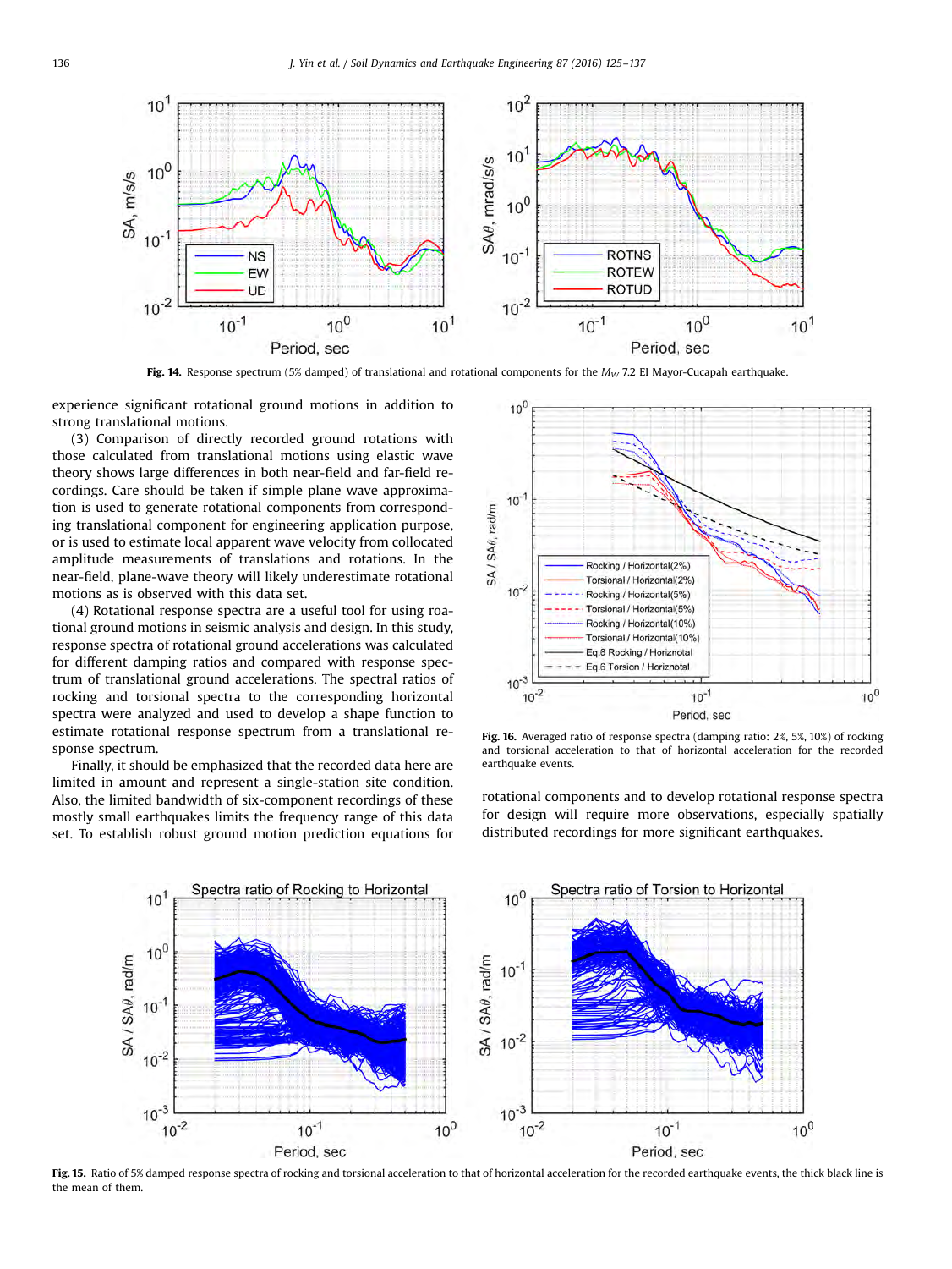Fig. 14. Response spectrum (5% damped) of translational and rotational components for the $M_W$ 7.2 El Mayor-Cucapah earthquake.

experience significant rotational ground motions in addition to strong translational motions.

(3) Comparison of directly recorded ground rotations with those calculated from translational motions using elastic wave theory shows large differences in both near-field and far-field recordings. Care should be taken if simple plane wave approximation is used to generate rotational components from corresponding translational component for engineering application purpose, or is used to estimate local apparent wave velocity from collocated amplitude measurements of translations and rotations. In the near-field, plane-wave theory will likely underestimate rotational motions as is observed with this data set.

(4) Rotational response spectra are a useful tool for using roational ground motions in seismic analysis and design. In this study, response spectra of rotational ground accelerations was calculated for different damping ratios and compared with response spectrum of translational ground accelerations. The spectral ratios of rocking and torsional spectra to the corresponding horizontal spectra were analyzed and used to develop a shape function to estimate rotational response spectrum from a translational response spectrum.

Finally, it should be emphasized that the recorded data here are limited in amount and represent a single-station site condition. Also, the limited bandwidth of six-component recordings of these mostly small earthquakes limits the frequency range of this data set. To establish robust ground motion prediction equations for rotational components and to develop rotational response spectra for design will require more observations, especially spatially distributed recordings for more significant earthquakes.

Fig. 16. Averaged ratio of response spectra (damping ratio: 2%, 5%, 10%) of rocking and torsional acceleration to that of horizontal acceleration for the recorded earthquake events.

Fig. 15. Ratio of 5% damped response spectra of rocking and torsional acceleration to that of horizontal acceleration for the recorded earthquake events, the thick black line is the mean of them.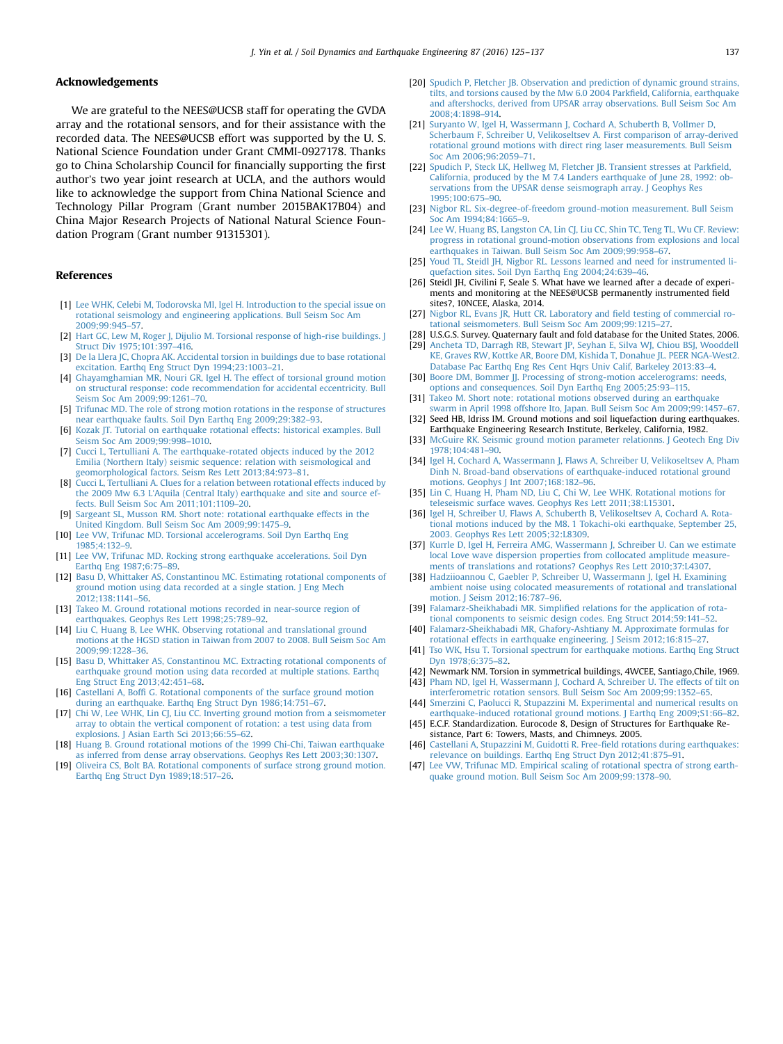## Acknowledgements

We are grateful to the NEES@UCSB staff for operating the GVDA array and the rotational sensors, and for their assistance with the recorded data. The NEES@UCSB effort was supported by the U. S. National Science Foundation under Grant CMMI-0927178. Thanks go to China Scholarship Council for financially supporting the first author's two year joint research at UCLA, and the authors would like to acknowledge the support from China National Science and Technology Pillar Program (Grant number 2015BAK17B04) and China Major Research Projects of National Natural Science Foundation Program (Grant number 91315301).

## References

[1] Lee WHK, Celebi M, Todorovska MI, Igel H. Introduction to the special issue on rotational seismology and engineering applications. Bull Seism Soc Am 2009;99:945–57.

[2] Hart GC, Lew M, Roger J, Dijulio M. Torsional response of high-rise buildings. J Struct Div 1975;101:397–416.

[3] De la Llera JC, Chopra AK. Accidental torsion in buildings due to base rotational excitation. Earthq Eng Struct Dyn 1994;23:1003–21.

[4] Ghayamghamian MR, Nouri GR, Igel H. The effect of torsional ground motion on structural response: code recommendation for accidental eccentricity. Bull Seism Soc Am 2009;99:1261–70.

[5] Trifunac MD. The role of strong motion rotations in the response of structures near earthquake faults. Soil Dyn Earthq Eng 2009;29:382–93.

[6] Kozak JT. Tutorial on earthquake rotational effects: historical examples. Bull Seism Soc Am 2009;99:998–1010.

[7] Cucci L, Tertulliani A. The earthquake-rotated objects induced by the 2012 Emilia (Northern Italy) seismic sequence: relation with seismological and geomorphological factors. Seism Res Lett 2013;84:973–81.

[8] Cucci L, Tertulliani A. Clues for a relation between rotational effects induced by the 2009 Mw 6.3 L'Aquila (Central Italy) earthquake and site and source effects. Bull Seism Soc Am 2011;101:1109–20.

[9] Sargeant SL, Musson RM. Short note: rotational earthquake effects in the United Kingdom. Bull Seism Soc Am 2009;99:1475–9.

[10] Lee VW, Trifunac MD. Torsional accelerograms. Soil Dyn Earthq Eng 1985;4:132–9.

[11] Lee VW, Trifunac MD. Rocking strong earthquake accelerations. Soil Dyn Earthq Eng 1987;6:75–89.

[12] Basu D, Whittaker AS, Constantinou MC. Estimating rotational components of ground motion using data recorded at a single station. J Eng Mech 2012;138:1141–56.

[13] Takeo M. Ground rotational motions recorded in near-source region of earthquakes. Geophys Res Lett 1998;25:789–92.

[14] Liu C, Huang B, Lee WHK. Observing rotational and translational ground motions at the HGSD station in Taiwan from 2007 to 2008. Bull Seism Soc Am 2009;99:1228–36.

[15] Basu D, Whittaker AS, Constantinou MC. Extracting rotational components of earthquake ground motion using data recorded at multiple stations. Earthq Eng Struct Eng 2013;42:451–68.

[16] Castellani A, Boffi G. Rotational components of the surface ground motion during an earthquake. Earthq Eng Struct Dyn 1986;14:751–67.

[17] Chi W, Lee WHK, Lin CJ, Liu CC. Inverting ground motion from a seismometer array to obtain the vertical component of rotation: a test using data from explosions. J Asian Earth Sci 2013;66:55–62.

[18] Huang B. Ground rotational motions of the 1999 Chi-Chi, Taiwan earthquake as inferred from dense array observations. Geophys Res Lett 2003;30:1307.

[19] Oliveira CS, Bolt BA. Rotational components of surface strong ground motion. Earthq Eng Struct Dyn 1989;18:517–26.

[20] Spudich P, Fletcher JB. Observation and prediction of dynamic ground strains, tilts, and torsions caused by the Mw 6.0 2004 Parkfield, California, earthquake and aftershocks, derived from UPSAR array observations. Bull Seism Soc Am 2008;4:1898–914.

[21] Suryanto W, Igel H, Wassermann J, Cochard A, Schuberth B, Vollmer D, Scherbaum F, Schreiber U, Velikoseltsev A. First comparison of array-derived rotational ground motions with direct ring laser measurements. Bull Seism Soc Am 2006;96:2059–71.

[22] Spudich P, Steck LK, Hellweg M, Fletcher JB. Transient stresses at Parkfield, California, produced by the M 7.4 Landers earthquake of June 28, 1992: observations from the UPSAR dense seismograph array. J Geophys Res 1995;100:675–90.

[23] Nigbor RL. Six-degree-of-freedom ground-motion measurement. Bull Seism Soc Am 1994;84:1665–9.

[24] Lee W, Huang BS, Langston CA, Lin CJ, Liu CC, Shin TC, Teng TL, Wu CF. Review: progress in rotational ground-motion observations from explosions and local earthquakes in Taiwan. Bull Seism Soc Am 2009;99:958–67.

[25] Youd TL, Steidl JH, Nigbor RL. Lessons learned and need for instrumented liquefaction sites. Soil Dyn Earthq Eng 2004;24:639–46.

[26] Steidl JH, Civilini F, Seale S. What have we learned after a decade of experiments and monitoring at the NEES@UCSB permanently instrumented field sites?, 10NCEE, Alaska, 2014.

[27] Nigbor RL, Evans JR, Hutt CR. Laboratory and field testing of commercial rotational seismometers. Bull Seism Soc Am 2009;99:1215–27.

[28] U.S.G.S. Survey. Quaternary fault and fold database for the United States, 2006.

[29] Ancheta TD, Darragh RB, Stewart JP, Seyhan E, Silva WJ, Chiou BSJ, Wooddell KE, Graves RW, Kottke AR, Boore DM, Kishida T, Donahue JL. PEER NGA-West2. Database Pac Earthq Eng Res Cent Hqrs Univ Calif, Barkeley 2013:83–4.

[30] Boore DM, Bommer JJ. Processing of strong-motion accelerograms: needs, options and consequences. Soil Dyn Earthq Eng 2005;25:93–115.

[31] Takeo M. Short note: rotational motions observed during an earthquake swarm in April 1998 offshore Ito, Japan. Bull Seism Soc Am 2009;99:1457–67.

[32] Seed HB, Idriss IM. Ground motions and soil liquefaction during earthquakes. Earthquake Engineering Research Institute, Berkeley, California, 1982.

[33] McGuire RK. Seismic ground motion parameter relations. J Geotech Eng Div 1978;104:481–90.

[34] Igel H, Cochard A, Wassermann J, Flaws A, Schreiber U, Velikoseltsev A, Pham Dinh N. Broad-band observations of earthquake-induced rotational ground motions. Geophys J Int 2007;168:182–96.

[35] Lin C, Huang H, Pham ND, Liu C, Chi W, Lee WHK. Rotational motions for teleseismic surface waves. Geophys Res Lett 2011;38:L15301.

[36] Igel H, Schreiber U, Flaws A, Schuberth B, Velikoseltsev A, Cochard A. Rotational motions induced by the M8. 1 Tokachi-oki earthquake, September 25, 2003. Geophys Res Lett 2005;32:L8309.

[37] Kurrle D, Igel H, Ferreira AMG, Wassermann J, Schreiber U. Can we estimate local Love wave dispersion properties from collocated amplitude measurements of translations and rotations? Geophys Res Lett 2010;37:L4307.

[38] Hadziioannou C, Gaebler P, Schreiber U, Wassermann J, Igel H. Examining ambient noise using colocated measurements of rotational and translational motion. J Seism 2012;16:787–96.

[39] Falamarz-Sheikhabadi MR. Simplified relations for the application of rotational components to seismic design codes. Eng Struct 2014;59:141–52.

[40] Falamarz-Sheikhabadi MR, Ghafory-Ashtiany M. Approximate formulas for rotational effects in earthquake engineering. J Seism 2012;16:815–27.

[41] Tso WK, Hsu T. Torsional spectrum for earthquake motions. Earthq Eng Struct Dyn 1978;6:375–82.

[42] Newmark NM. Torsion in symmetrical buildings, 4WCEE, Santiago,Chile, 1969.

[43] Pham ND, Igel H, Wassermann J, Cochard A, Schreiber U. The effects of tilt on interferometric rotation sensors. Bull Seism Soc Am 2009;99:1352–65.

[44] Smerzini C, Paolucci R, Stupazzini M. Experimental and numerical results on earthquake-induced rotational ground motions. J Earthq Eng 2009;S1:66–82.

[45] E.C.F. Standardization. Eurocode 8, Design of Structures for Earthquake Resistance, Part 6: Towers, Masts, and Chimneys. 2005.

[46] Castellani A, Stupazzini M, Guidotti R. Free-field rotations during earthquakes: relevance on buildings. Earthq Eng Struct Dyn 2012;41:875–91.

[47] Lee VW, Trifunac MD. Empirical scaling of rotational spectra of strong earthquake ground motion. Bull Seism Soc Am 2009;99:1378–90.